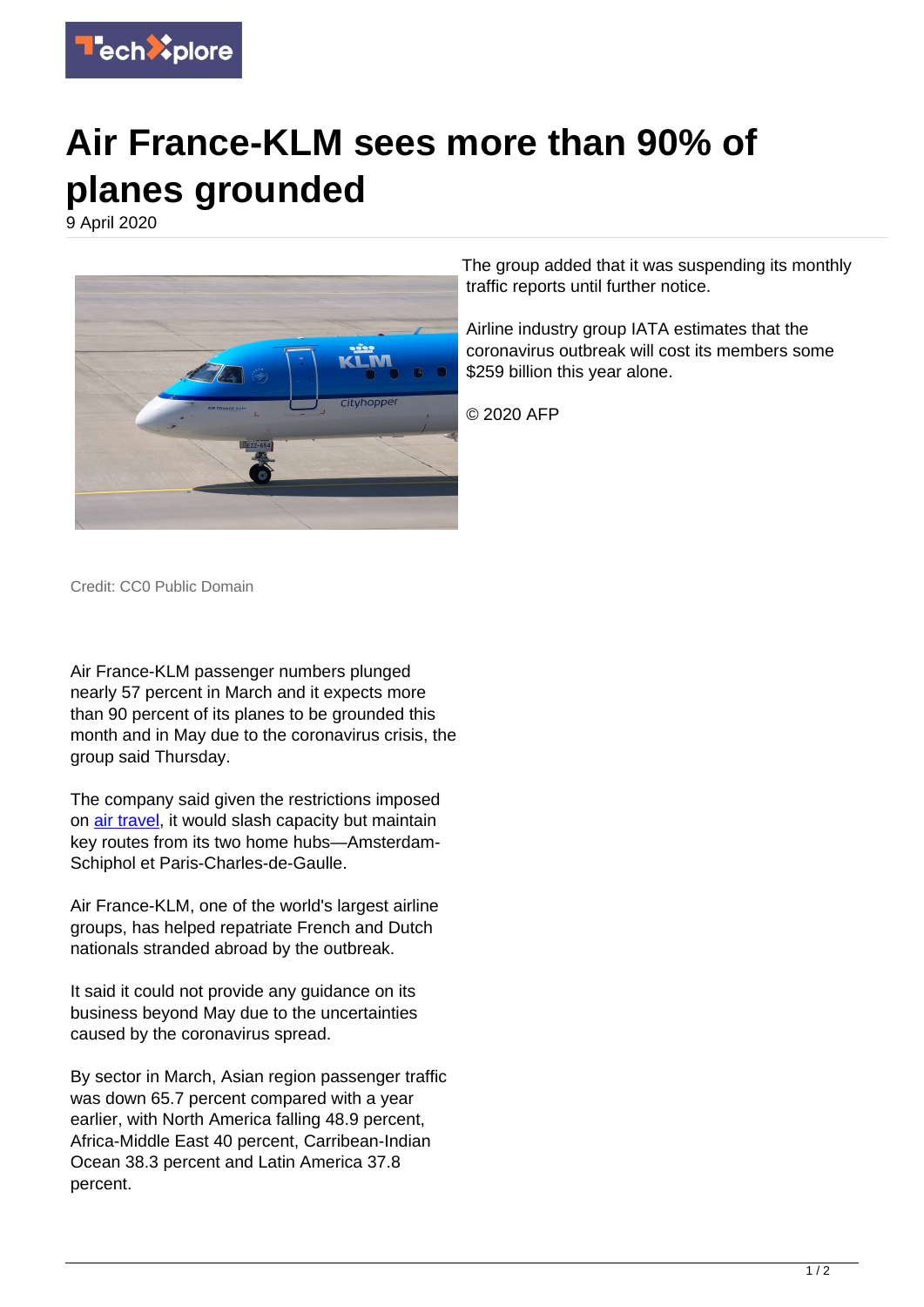# Air France-KLM sees more than 90% of planes grounded

9 April 2020

Credit: CC0 Public Domain

Air France-KLM passenger numbers plunged nearly 57 percent in March and it expects more than 90 percent of its planes to be grounded this month and in May due to the coronavirus crisis, the group said Thursday.

The company said given the restrictions imposed on air travel, it would slash capacity but maintain key routes from its two home hubs—Amsterdam-Schiphol et Paris-Charles-de-Gaulle.

Air France-KLM, one of the world's largest airline groups, has helped repatriate French and Dutch nationals stranded abroad by the outbreak.

It said it could not provide any guidance on its business beyond May due to the uncertainties caused by the coronavirus spread.

By sector in March, Asian region passenger traffic was down 65.7 percent compared with a year earlier, with North America falling 48.9 percent, Africa-Middle East 40 percent, Carribean-Indian Ocean 38.3 percent and Latin America 37.8 percent.

The group added that it was suspending its monthly traffic reports until further notice.

Airline industry group IATA estimates that the coronavirus outbreak will cost its members some $259 billion this year alone.

© 2020 AFP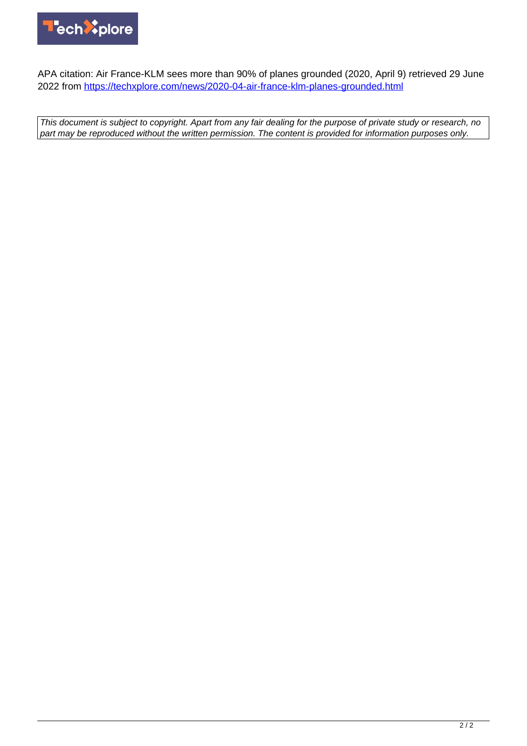APA citation: Air France-KLM sees more than 90% of planes grounded (2020, April 9) retrieved 29 June 2022 from https://techxplore.com/news/2020-04-air-france-klm-planes-grounded.html

*This document is subject to copyright. Apart from any fair dealing for the purpose of private study or research, no part may be reproduced without the written permission. The content is provided for information purposes only.*